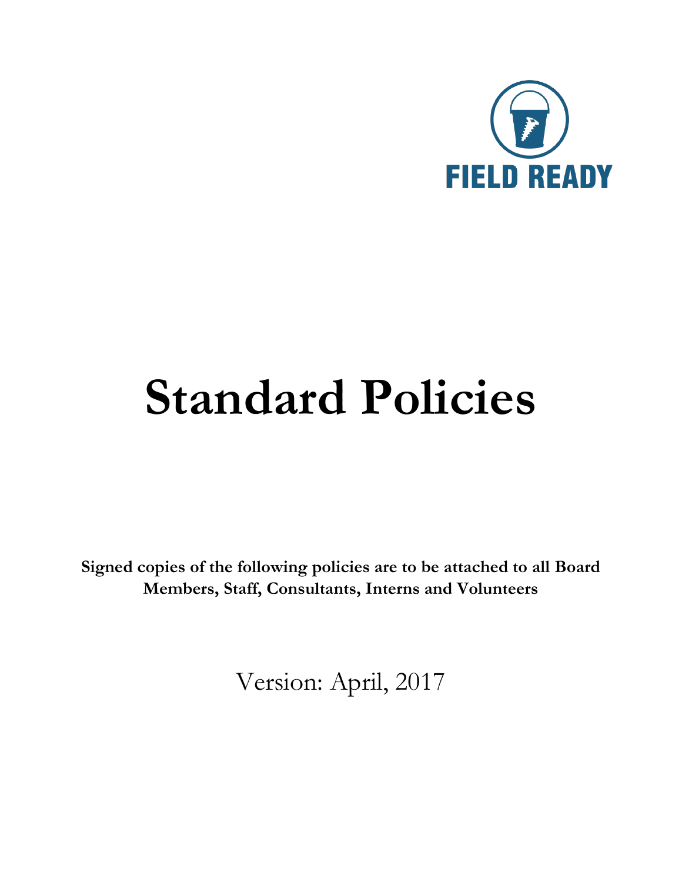FIELD READY

# Standard Policies

**Signed copies of the following policies are to be attached to all Board Members, Staff, Consultants, Interns and Volunteers**

Version: April, 2017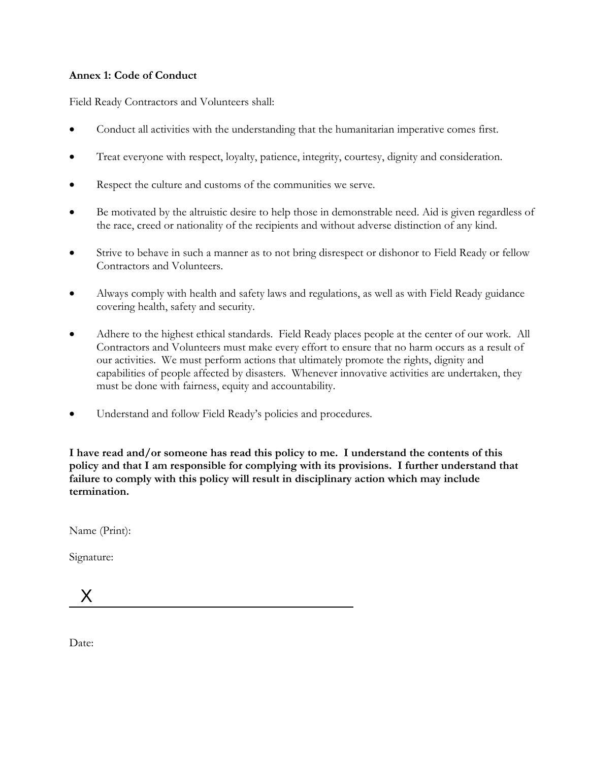**Annex 1: Code of Conduct**

Field Ready Contractors and Volunteers shall:

- Conduct all activities with the understanding that the humanitarian imperative comes first.
- Treat everyone with respect, loyalty, patience, integrity, courtesy, dignity and consideration.
- Respect the culture and customs of the communities we serve.
- Be motivated by the altruistic desire to help those in demonstrable need. Aid is given regardless of the race, creed or nationality of the recipients and without adverse distinction of any kind.
- Strive to behave in such a manner as to not bring disrespect or dishonor to Field Ready or fellow Contractors and Volunteers.
- Always comply with health and safety laws and regulations, as well as with Field Ready guidance covering health, safety and security.
- Adhere to the highest ethical standards. Field Ready places people at the center of our work. All Contractors and Volunteers must make every effort to ensure that no harm occurs as a result of our activities. We must perform actions that ultimately promote the rights, dignity and capabilities of people affected by disasters. Whenever innovative activities are undertaken, they must be done with fairness, equity and accountability.
- Understand and follow Field Ready's policies and procedures.

**I have read and/or someone has read this policy to me. I understand the contents of this policy and that I am responsible for complying with its provisions. I further understand that failure to comply with this policy will result in disciplinary action which may include termination.**

Name (Print):

Signature:

X ______________________________________

Date: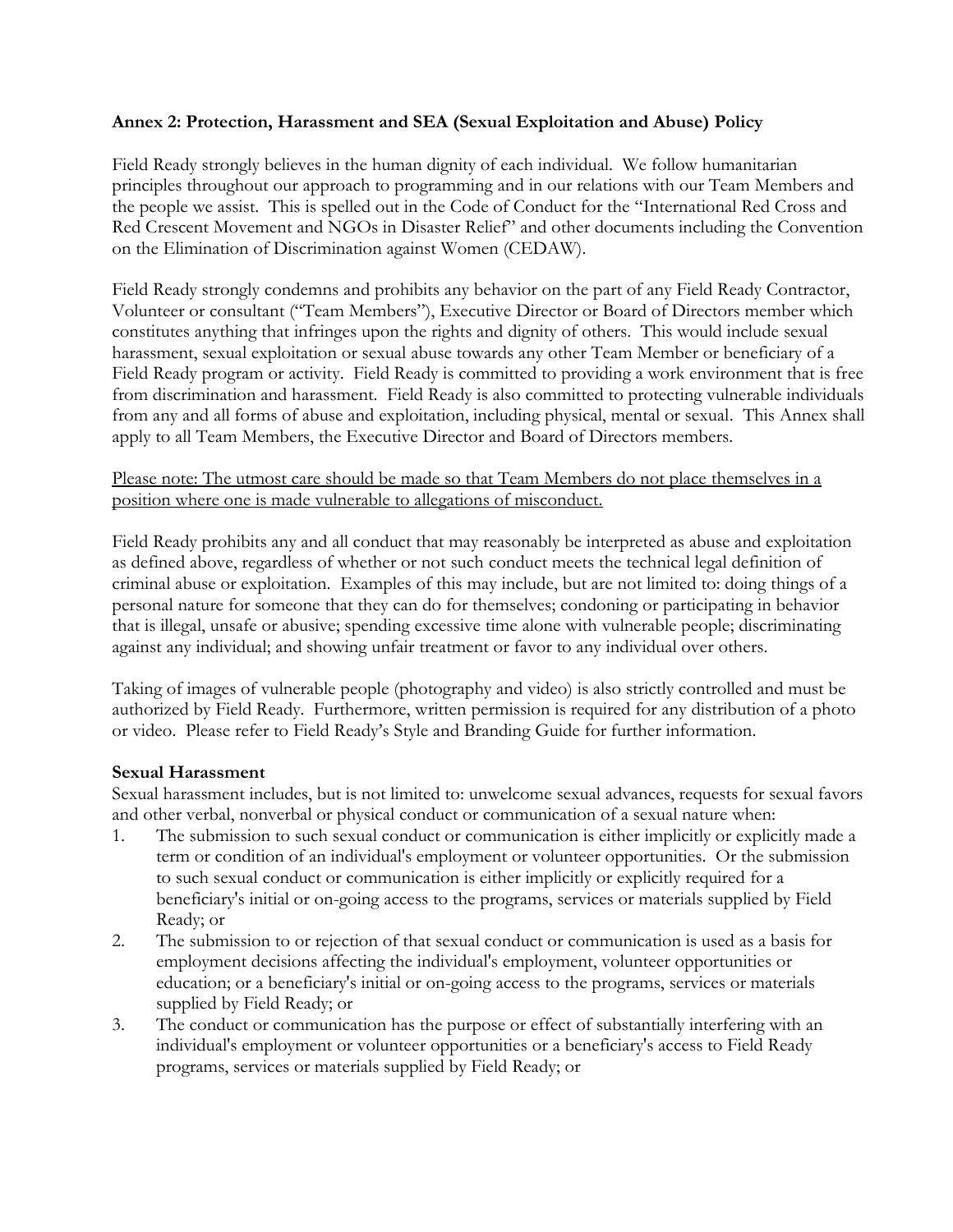**Annex 2: Protection, Harassment and SEA (Sexual Exploitation and Abuse) Policy**

Field Ready strongly believes in the human dignity of each individual. We follow humanitarian principles throughout our approach to programming and in our relations with our Team Members and the people we assist. This is spelled out in the Code of Conduct for the "International Red Cross and Red Crescent Movement and NGOs in Disaster Relief" and other documents including the Convention on the Elimination of Discrimination against Women (CEDAW).

Field Ready strongly condemns and prohibits any behavior on the part of any Field Ready Contractor, Volunteer or consultant ("Team Members"), Executive Director or Board of Directors member which constitutes anything that infringes upon the rights and dignity of others. This would include sexual harassment, sexual exploitation or sexual abuse towards any other Team Member or beneficiary of a Field Ready program or activity. Field Ready is committed to providing a work environment that is free from discrimination and harassment. Field Ready is also committed to protecting vulnerable individuals from any and all forms of abuse and exploitation, including physical, mental or sexual. This Annex shall apply to all Team Members, the Executive Director and Board of Directors members.

<u>Please note: The utmost care should be made so that Team Members do not place themselves in a position where one is made vulnerable to allegations of misconduct.</u>

Field Ready prohibits any and all conduct that may reasonably be interpreted as abuse and exploitation as defined above, regardless of whether or not such conduct meets the technical legal definition of criminal abuse or exploitation. Examples of this may include, but are not limited to: doing things of a personal nature for someone that they can do for themselves; condoning or participating in behavior that is illegal, unsafe or abusive; spending excessive time alone with vulnerable people; discriminating against any individual; and showing unfair treatment or favor to any individual over others.

Taking of images of vulnerable people (photography and video) is also strictly controlled and must be authorized by Field Ready. Furthermore, written permission is required for any distribution of a photo or video. Please refer to Field Ready's Style and Branding Guide for further information.

**Sexual Harassment**

Sexual harassment includes, but is not limited to: unwelcome sexual advances, requests for sexual favors and other verbal, nonverbal or physical conduct or communication of a sexual nature when:

1. The submission to such sexual conduct or communication is either implicitly or explicitly made a term or condition of an individual's employment or volunteer opportunities. Or the submission to such sexual conduct or communication is either implicitly or explicitly required for a beneficiary's initial or on-going access to the programs, services or materials supplied by Field Ready; or
2. The submission to or rejection of that sexual conduct or communication is used as a basis for employment decisions affecting the individual's employment, volunteer opportunities or education; or a beneficiary's initial or on-going access to the programs, services or materials supplied by Field Ready; or
3. The conduct or communication has the purpose or effect of substantially interfering with an individual's employment or volunteer opportunities or a beneficiary's access to Field Ready programs, services or materials supplied by Field Ready; or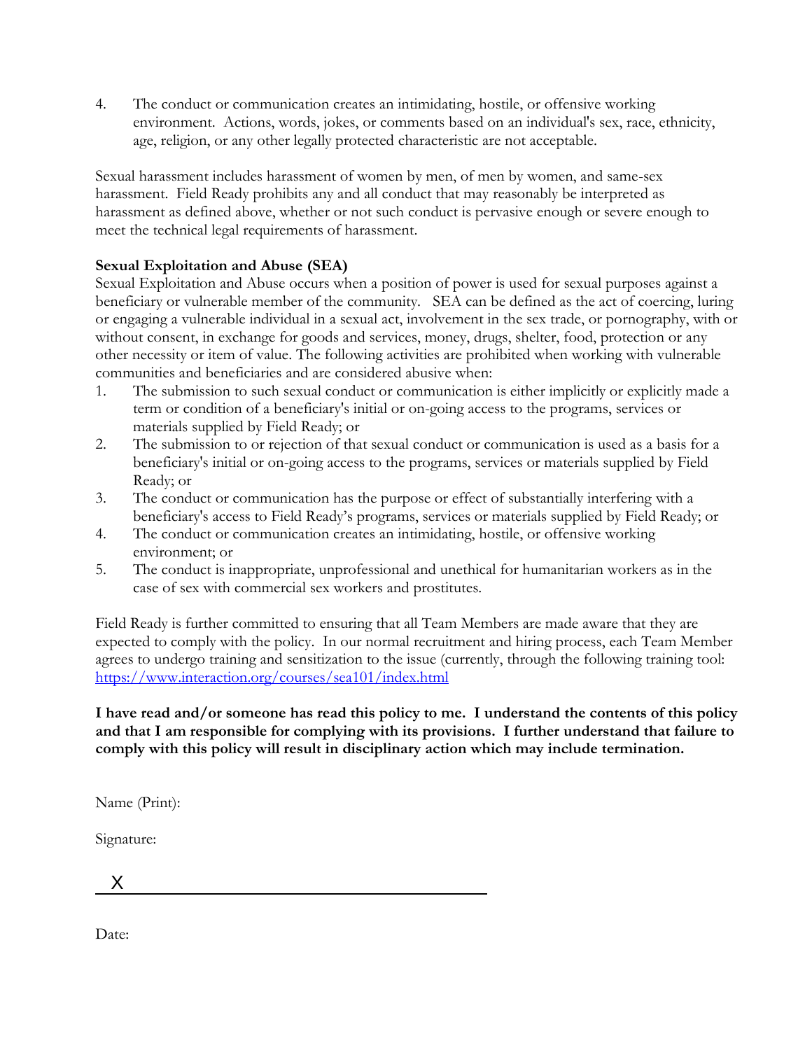4. The conduct or communication creates an intimidating, hostile, or offensive working environment. Actions, words, jokes, or comments based on an individual's sex, race, ethnicity, age, religion, or any other legally protected characteristic are not acceptable.

Sexual harassment includes harassment of women by men, of men by women, and same-sex harassment. Field Ready prohibits any and all conduct that may reasonably be interpreted as harassment as defined above, whether or not such conduct is pervasive enough or severe enough to meet the technical legal requirements of harassment.

**Sexual Exploitation and Abuse (SEA)**

Sexual Exploitation and Abuse occurs when a position of power is used for sexual purposes against a beneficiary or vulnerable member of the community. SEA can be defined as the act of coercing, luring or engaging a vulnerable individual in a sexual act, involvement in the sex trade, or pornography, with or without consent, in exchange for goods and services, money, drugs, shelter, food, protection or any other necessity or item of value. The following activities are prohibited when working with vulnerable communities and beneficiaries and are considered abusive when:

1. The submission to such sexual conduct or communication is either implicitly or explicitly made a term or condition of a beneficiary's initial or on-going access to the programs, services or materials supplied by Field Ready; or
2. The submission to or rejection of that sexual conduct or communication is used as a basis for a beneficiary's initial or on-going access to the programs, services or materials supplied by Field Ready; or
3. The conduct or communication has the purpose or effect of substantially interfering with a beneficiary's access to Field Ready's programs, services or materials supplied by Field Ready; or
4. The conduct or communication creates an intimidating, hostile, or offensive working environment; or
5. The conduct is inappropriate, unprofessional and unethical for humanitarian workers as in the case of sex with commercial sex workers and prostitutes.

Field Ready is further committed to ensuring that all Team Members are made aware that they are expected to comply with the policy. In our normal recruitment and hiring process, each Team Member agrees to undergo training and sensitization to the issue (currently, through the following training tool: https://www.interaction.org/courses/sea101/index.html

**I have read and/or someone has read this policy to me. I understand the contents of this policy and that I am responsible for complying with its provisions. I further understand that failure to comply with this policy will result in disciplinary action which may include termination.**

Name (Print):

Signature:

X ______________________________________

Date: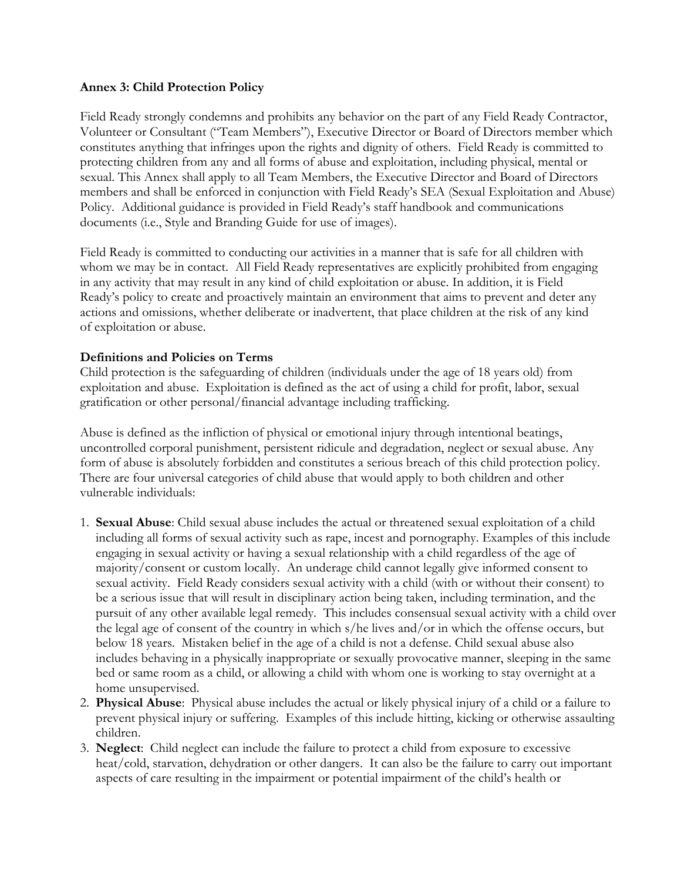**Annex 3: Child Protection Policy**

Field Ready strongly condemns and prohibits any behavior on the part of any Field Ready Contractor, Volunteer or Consultant ("Team Members"), Executive Director or Board of Directors member which constitutes anything that infringes upon the rights and dignity of others. Field Ready is committed to protecting children from any and all forms of abuse and exploitation, including physical, mental or sexual. This Annex shall apply to all Team Members, the Executive Director and Board of Directors members and shall be enforced in conjunction with Field Ready's SEA (Sexual Exploitation and Abuse) Policy. Additional guidance is provided in Field Ready's staff handbook and communications documents (i.e., Style and Branding Guide for use of images).

Field Ready is committed to conducting our activities in a manner that is safe for all children with whom we may be in contact. All Field Ready representatives are explicitly prohibited from engaging in any activity that may result in any kind of child exploitation or abuse. In addition, it is Field Ready's policy to create and proactively maintain an environment that aims to prevent and deter any actions and omissions, whether deliberate or inadvertent, that place children at the risk of any kind of exploitation or abuse.

**Definitions and Policies on Terms**

Child protection is the safeguarding of children (individuals under the age of 18 years old) from exploitation and abuse. Exploitation is defined as the act of using a child for profit, labor, sexual gratification or other personal/financial advantage including trafficking.

Abuse is defined as the infliction of physical or emotional injury through intentional beatings, uncontrolled corporal punishment, persistent ridicule and degradation, neglect or sexual abuse. Any form of abuse is absolutely forbidden and constitutes a serious breach of this child protection policy. There are four universal categories of child abuse that would apply to both children and other vulnerable individuals:

1. **Sexual Abuse**: Child sexual abuse includes the actual or threatened sexual exploitation of a child including all forms of sexual activity such as rape, incest and pornography. Examples of this include engaging in sexual activity or having a sexual relationship with a child regardless of the age of majority/consent or custom locally. An underage child cannot legally give informed consent to sexual activity. Field Ready considers sexual activity with a child (with or without their consent) to be a serious issue that will result in disciplinary action being taken, including termination, and the pursuit of any other available legal remedy. This includes consensual sexual activity with a child over the legal age of consent of the country in which s/he lives and/or in which the offense occurs, but below 18 years. Mistaken belief in the age of a child is not a defense. Child sexual abuse also includes behaving in a physically inappropriate or sexually provocative manner, sleeping in the same bed or same room as a child, or allowing a child with whom one is working to stay overnight at a home unsupervised.
2. **Physical Abuse**: Physical abuse includes the actual or likely physical injury of a child or a failure to prevent physical injury or suffering. Examples of this include hitting, kicking or otherwise assaulting children.
3. **Neglect**: Child neglect can include the failure to protect a child from exposure to excessive heat/cold, starvation, dehydration or other dangers. It can also be the failure to carry out important aspects of care resulting in the impairment or potential impairment of the child's health or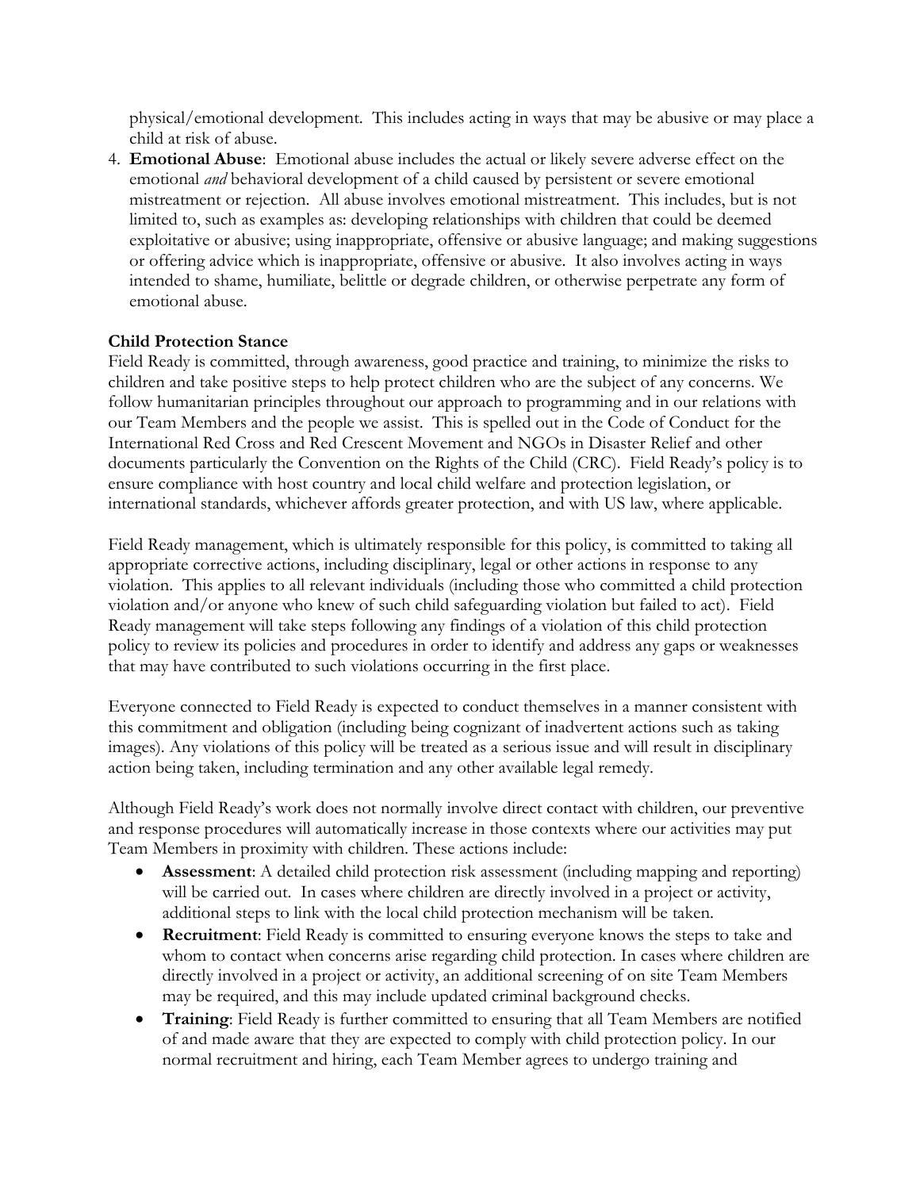physical/emotional development. This includes acting in ways that may be abusive or may place a child at risk of abuse.

4. **Emotional Abuse**: Emotional abuse includes the actual or likely severe adverse effect on the emotional *and* behavioral development of a child caused by persistent or severe emotional mistreatment or rejection. All abuse involves emotional mistreatment. This includes, but is not limited to, such as examples as: developing relationships with children that could be deemed exploitative or abusive; using inappropriate, offensive or abusive language; and making suggestions or offering advice which is inappropriate, offensive or abusive. It also involves acting in ways intended to shame, humiliate, belittle or degrade children, or otherwise perpetrate any form of emotional abuse.

**Child Protection Stance**

Field Ready is committed, through awareness, good practice and training, to minimize the risks to children and take positive steps to help protect children who are the subject of any concerns. We follow humanitarian principles throughout our approach to programming and in our relations with our Team Members and the people we assist. This is spelled out in the Code of Conduct for the International Red Cross and Red Crescent Movement and NGOs in Disaster Relief and other documents particularly the Convention on the Rights of the Child (CRC). Field Ready's policy is to ensure compliance with host country and local child welfare and protection legislation, or international standards, whichever affords greater protection, and with US law, where applicable.

Field Ready management, which is ultimately responsible for this policy, is committed to taking all appropriate corrective actions, including disciplinary, legal or other actions in response to any violation. This applies to all relevant individuals (including those who committed a child protection violation and/or anyone who knew of such child safeguarding violation but failed to act). Field Ready management will take steps following any findings of a violation of this child protection policy to review its policies and procedures in order to identify and address any gaps or weaknesses that may have contributed to such violations occurring in the first place.

Everyone connected to Field Ready is expected to conduct themselves in a manner consistent with this commitment and obligation (including being cognizant of inadvertent actions such as taking images). Any violations of this policy will be treated as a serious issue and will result in disciplinary action being taken, including termination and any other available legal remedy.

Although Field Ready's work does not normally involve direct contact with children, our preventive and response procedures will automatically increase in those contexts where our activities may put Team Members in proximity with children. These actions include:

- **Assessment**: A detailed child protection risk assessment (including mapping and reporting) will be carried out. In cases where children are directly involved in a project or activity, additional steps to link with the local child protection mechanism will be taken.
- **Recruitment**: Field Ready is committed to ensuring everyone knows the steps to take and whom to contact when concerns arise regarding child protection. In cases where children are directly involved in a project or activity, an additional screening of on site Team Members may be required, and this may include updated criminal background checks.
- **Training**: Field Ready is further committed to ensuring that all Team Members are notified of and made aware that they are expected to comply with child protection policy. In our normal recruitment and hiring, each Team Member agrees to undergo training and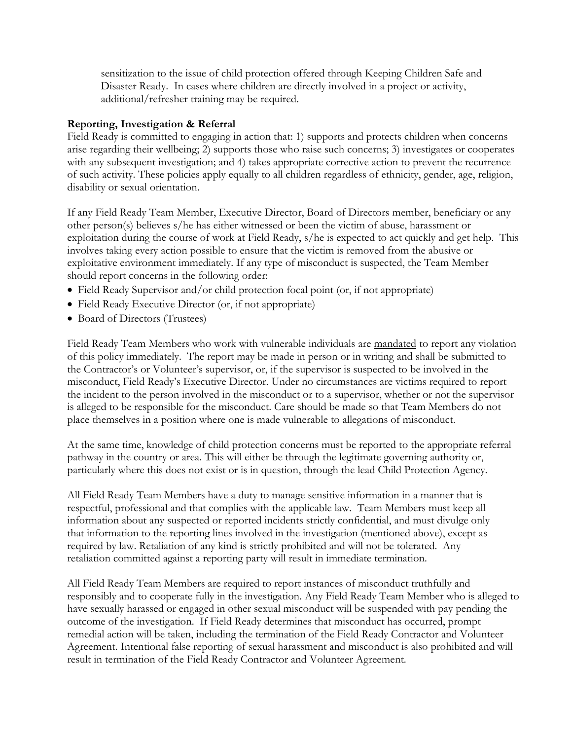sensitization to the issue of child protection offered through Keeping Children Safe and Disaster Ready. In cases where children are directly involved in a project or activity, additional/refresher training may be required.

**Reporting, Investigation & Referral**

Field Ready is committed to engaging in action that: 1) supports and protects children when concerns arise regarding their wellbeing; 2) supports those who raise such concerns; 3) investigates or cooperates with any subsequent investigation; and 4) takes appropriate corrective action to prevent the recurrence of such activity. These policies apply equally to all children regardless of ethnicity, gender, age, religion, disability or sexual orientation.

If any Field Ready Team Member, Executive Director, Board of Directors member, beneficiary or any other person(s) believes s/he has either witnessed or been the victim of abuse, harassment or exploitation during the course of work at Field Ready, s/he is expected to act quickly and get help. This involves taking every action possible to ensure that the victim is removed from the abusive or exploitative environment immediately. If any type of misconduct is suspected, the Team Member should report concerns in the following order:

- Field Ready Supervisor and/or child protection focal point (or, if not appropriate)
- Field Ready Executive Director (or, if not appropriate)
- Board of Directors (Trustees)

Field Ready Team Members who work with vulnerable individuals are <u>mandated</u> to report any violation of this policy immediately. The report may be made in person or in writing and shall be submitted to the Contractor's or Volunteer's supervisor, or, if the supervisor is suspected to be involved in the misconduct, Field Ready's Executive Director. Under no circumstances are victims required to report the incident to the person involved in the misconduct or to a supervisor, whether or not the supervisor is alleged to be responsible for the misconduct. Care should be made so that Team Members do not place themselves in a position where one is made vulnerable to allegations of misconduct.

At the same time, knowledge of child protection concerns must be reported to the appropriate referral pathway in the country or area. This will either be through the legitimate governing authority or, particularly where this does not exist or is in question, through the lead Child Protection Agency.

All Field Ready Team Members have a duty to manage sensitive information in a manner that is respectful, professional and that complies with the applicable law. Team Members must keep all information about any suspected or reported incidents strictly confidential, and must divulge only that information to the reporting lines involved in the investigation (mentioned above), except as required by law. Retaliation of any kind is strictly prohibited and will not be tolerated. Any retaliation committed against a reporting party will result in immediate termination.

All Field Ready Team Members are required to report instances of misconduct truthfully and responsibly and to cooperate fully in the investigation. Any Field Ready Team Member who is alleged to have sexually harassed or engaged in other sexual misconduct will be suspended with pay pending the outcome of the investigation. If Field Ready determines that misconduct has occurred, prompt remedial action will be taken, including the termination of the Field Ready Contractor and Volunteer Agreement. Intentional false reporting of sexual harassment and misconduct is also prohibited and will result in termination of the Field Ready Contractor and Volunteer Agreement.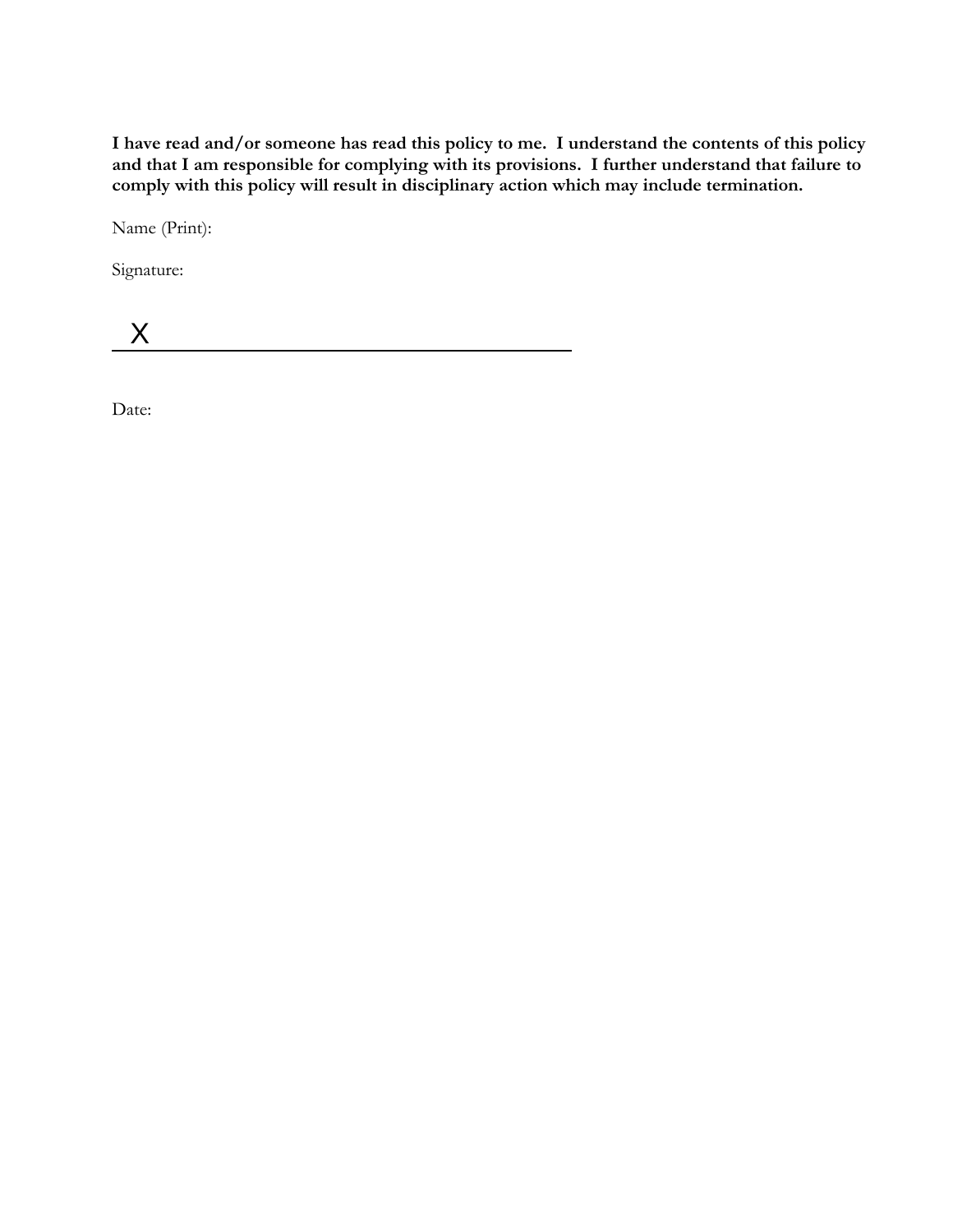**I have read and/or someone has read this policy to me. I understand the contents of this policy and that I am responsible for complying with its provisions. I further understand that failure to comply with this policy will result in disciplinary action which may include termination.**

Name (Print):

Signature:

X ______________________________________

Date: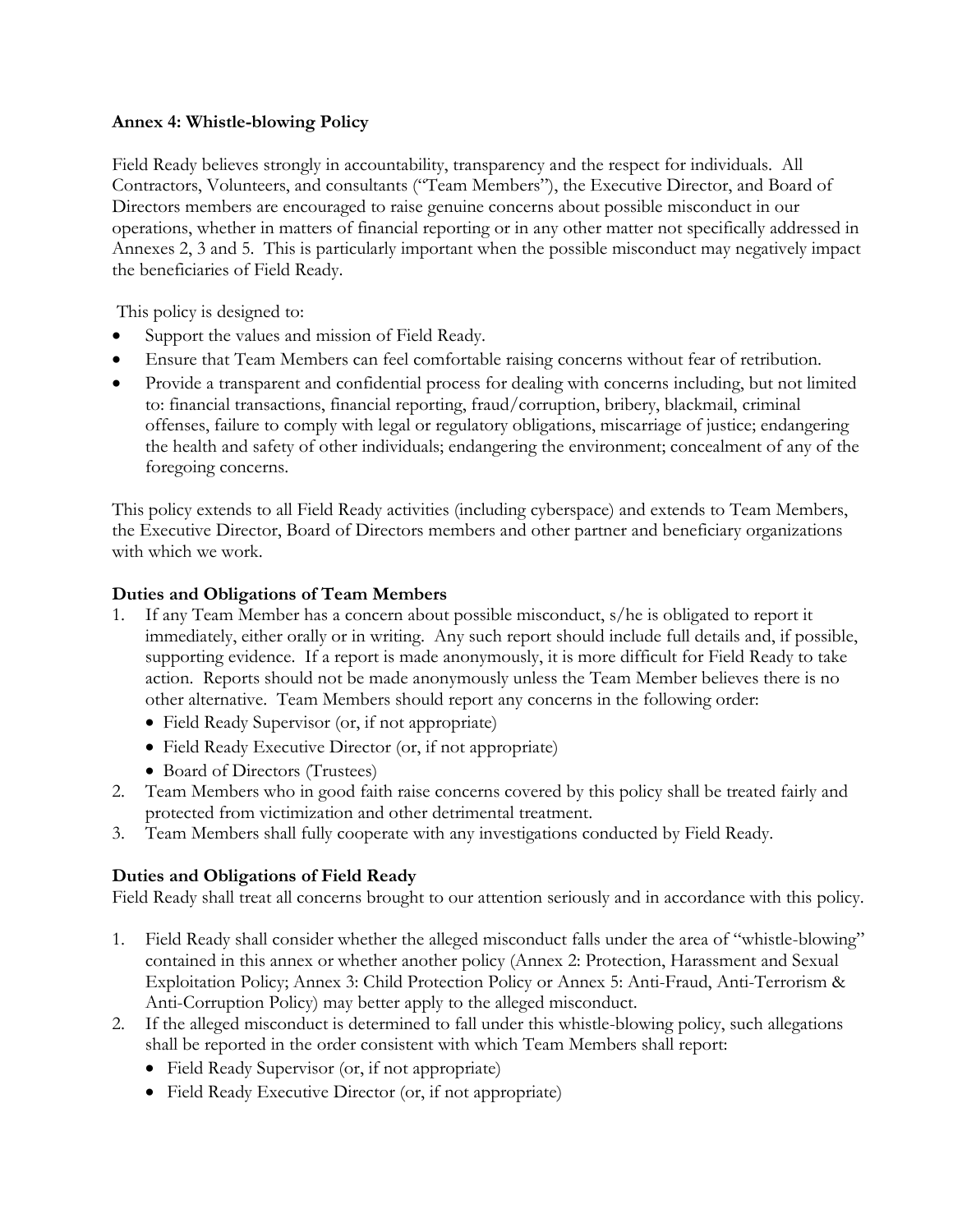**Annex 4: Whistle-blowing Policy**

Field Ready believes strongly in accountability, transparency and the respect for individuals. All Contractors, Volunteers, and consultants ("Team Members"), the Executive Director, and Board of Directors members are encouraged to raise genuine concerns about possible misconduct in our operations, whether in matters of financial reporting or in any other matter not specifically addressed in Annexes 2, 3 and 5. This is particularly important when the possible misconduct may negatively impact the beneficiaries of Field Ready.

This policy is designed to:

- Support the values and mission of Field Ready.
- Ensure that Team Members can feel comfortable raising concerns without fear of retribution.
- Provide a transparent and confidential process for dealing with concerns including, but not limited to: financial transactions, financial reporting, fraud/corruption, bribery, blackmail, criminal offenses, failure to comply with legal or regulatory obligations, miscarriage of justice; endangering the health and safety of other individuals; endangering the environment; concealment of any of the foregoing concerns.

This policy extends to all Field Ready activities (including cyberspace) and extends to Team Members, the Executive Director, Board of Directors members and other partner and beneficiary organizations with which we work.

**Duties and Obligations of Team Members**

1. If any Team Member has a concern about possible misconduct, s/he is obligated to report it immediately, either orally or in writing. Any such report should include full details and, if possible, supporting evidence. If a report is made anonymously, it is more difficult for Field Ready to take action. Reports should not be made anonymously unless the Team Member believes there is no other alternative. Team Members should report any concerns in the following order:
   - Field Ready Supervisor (or, if not appropriate)
   - Field Ready Executive Director (or, if not appropriate)
   - Board of Directors (Trustees)
2. Team Members who in good faith raise concerns covered by this policy shall be treated fairly and protected from victimization and other detrimental treatment.
3. Team Members shall fully cooperate with any investigations conducted by Field Ready.

**Duties and Obligations of Field Ready**

Field Ready shall treat all concerns brought to our attention seriously and in accordance with this policy.

1. Field Ready shall consider whether the alleged misconduct falls under the area of "whistle-blowing" contained in this annex or whether another policy (Annex 2: Protection, Harassment and Sexual Exploitation Policy; Annex 3: Child Protection Policy or Annex 5: Anti-Fraud, Anti-Terrorism & Anti-Corruption Policy) may better apply to the alleged misconduct.
2. If the alleged misconduct is determined to fall under this whistle-blowing policy, such allegations shall be reported in the order consistent with which Team Members shall report:
   - Field Ready Supervisor (or, if not appropriate)
   - Field Ready Executive Director (or, if not appropriate)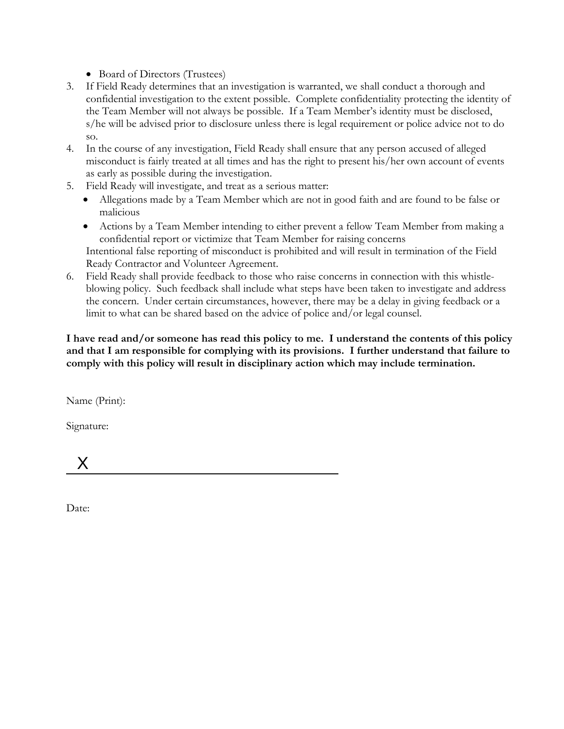- Board of Directors (Trustees)

3. If Field Ready determines that an investigation is warranted, we shall conduct a thorough and confidential investigation to the extent possible. Complete confidentiality protecting the identity of the Team Member will not always be possible. If a Team Member's identity must be disclosed, s/he will be advised prior to disclosure unless there is legal requirement or police advice not to do so.
4. In the course of any investigation, Field Ready shall ensure that any person accused of alleged misconduct is fairly treated at all times and has the right to present his/her own account of events as early as possible during the investigation.
5. Field Ready will investigate, and treat as a serious matter:
   - Allegations made by a Team Member which are not in good faith and are found to be false or malicious
   - Actions by a Team Member intending to either prevent a fellow Team Member from making a confidential report or victimize that Team Member for raising concerns

   Intentional false reporting of misconduct is prohibited and will result in termination of the Field Ready Contractor and Volunteer Agreement.
6. Field Ready shall provide feedback to those who raise concerns in connection with this whistle-blowing policy. Such feedback shall include what steps have been taken to investigate and address the concern. Under certain circumstances, however, there may be a delay in giving feedback or a limit to what can be shared based on the advice of police and/or legal counsel.

**I have read and/or someone has read this policy to me. I understand the contents of this policy and that I am responsible for complying with its provisions. I further understand that failure to comply with this policy will result in disciplinary action which may include termination.**

Name (Print):

Signature:

X ______________________________________

Date: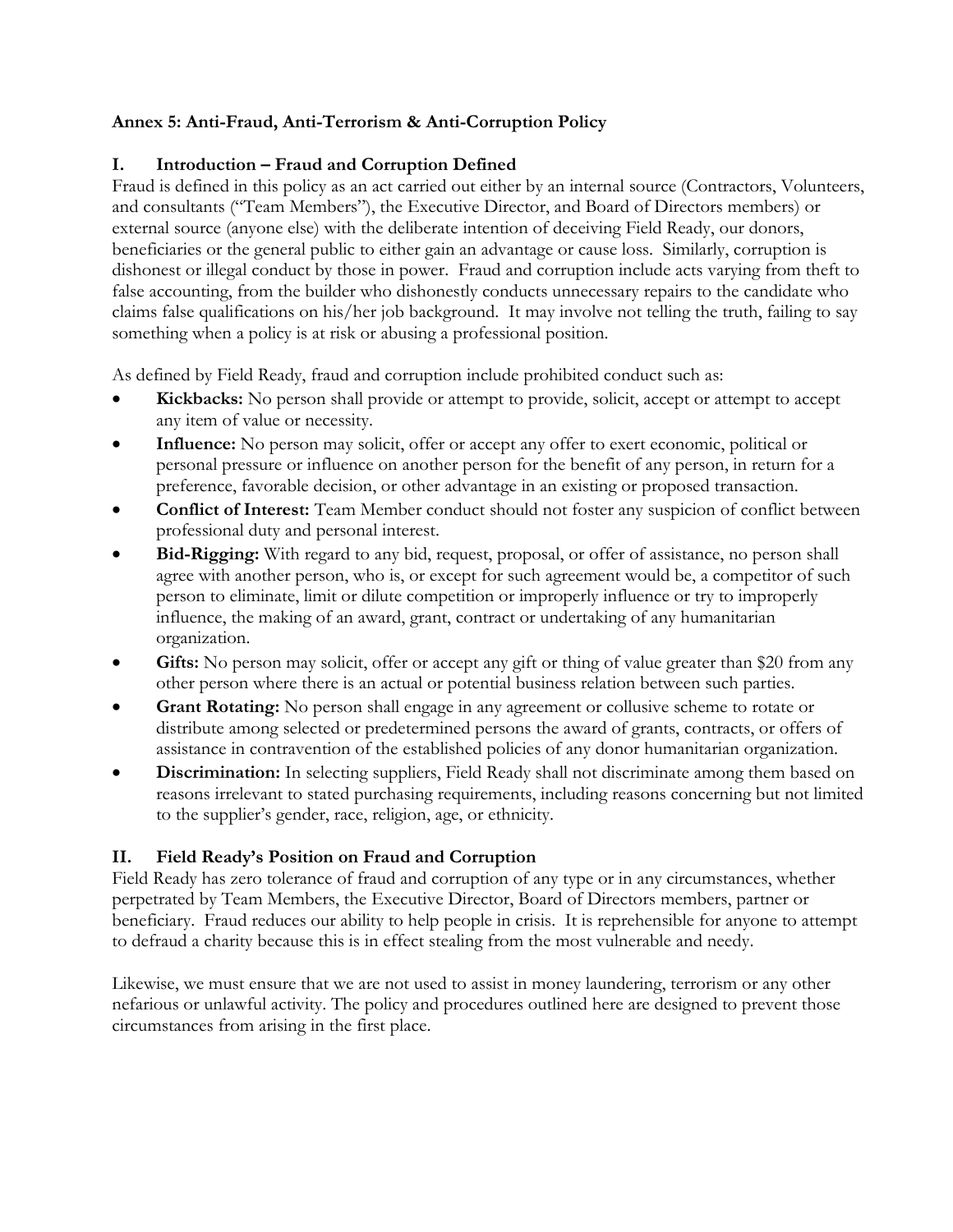## Annex 5: Anti-Fraud, Anti-Terrorism & Anti-Corruption Policy

### I. Introduction – Fraud and Corruption Defined

Fraud is defined in this policy as an act carried out either by an internal source (Contractors, Volunteers, and consultants ("Team Members"), the Executive Director, and Board of Directors members) or external source (anyone else) with the deliberate intention of deceiving Field Ready, our donors, beneficiaries or the general public to either gain an advantage or cause loss. Similarly, corruption is dishonest or illegal conduct by those in power. Fraud and corruption include acts varying from theft to false accounting, from the builder who dishonestly conducts unnecessary repairs to the candidate who claims false qualifications on his/her job background. It may involve not telling the truth, failing to say something when a policy is at risk or abusing a professional position.

As defined by Field Ready, fraud and corruption include prohibited conduct such as:

- **Kickbacks:** No person shall provide or attempt to provide, solicit, accept or attempt to accept any item of value or necessity.
- **Influence:** No person may solicit, offer or accept any offer to exert economic, political or personal pressure or influence on another person for the benefit of any person, in return for a preference, favorable decision, or other advantage in an existing or proposed transaction.
- **Conflict of Interest:** Team Member conduct should not foster any suspicion of conflict between professional duty and personal interest.
- **Bid-Rigging:** With regard to any bid, request, proposal, or offer of assistance, no person shall agree with another person, who is, or except for such agreement would be, a competitor of such person to eliminate, limit or dilute competition or improperly influence or try to improperly influence, the making of an award, grant, contract or undertaking of any humanitarian organization.
- **Gifts:** No person may solicit, offer or accept any gift or thing of value greater than $20 from any other person where there is an actual or potential business relation between such parties.
- **Grant Rotating:** No person shall engage in any agreement or collusive scheme to rotate or distribute among selected or predetermined persons the award of grants, contracts, or offers of assistance in contravention of the established policies of any donor humanitarian organization.
- **Discrimination:** In selecting suppliers, Field Ready shall not discriminate among them based on reasons irrelevant to stated purchasing requirements, including reasons concerning but not limited to the supplier's gender, race, religion, age, or ethnicity.

### II. Field Ready's Position on Fraud and Corruption

Field Ready has zero tolerance of fraud and corruption of any type or in any circumstances, whether perpetrated by Team Members, the Executive Director, Board of Directors members, partner or beneficiary. Fraud reduces our ability to help people in crisis. It is reprehensible for anyone to attempt to defraud a charity because this is in effect stealing from the most vulnerable and needy.

Likewise, we must ensure that we are not used to assist in money laundering, terrorism or any other nefarious or unlawful activity. The policy and procedures outlined here are designed to prevent those circumstances from arising in the first place.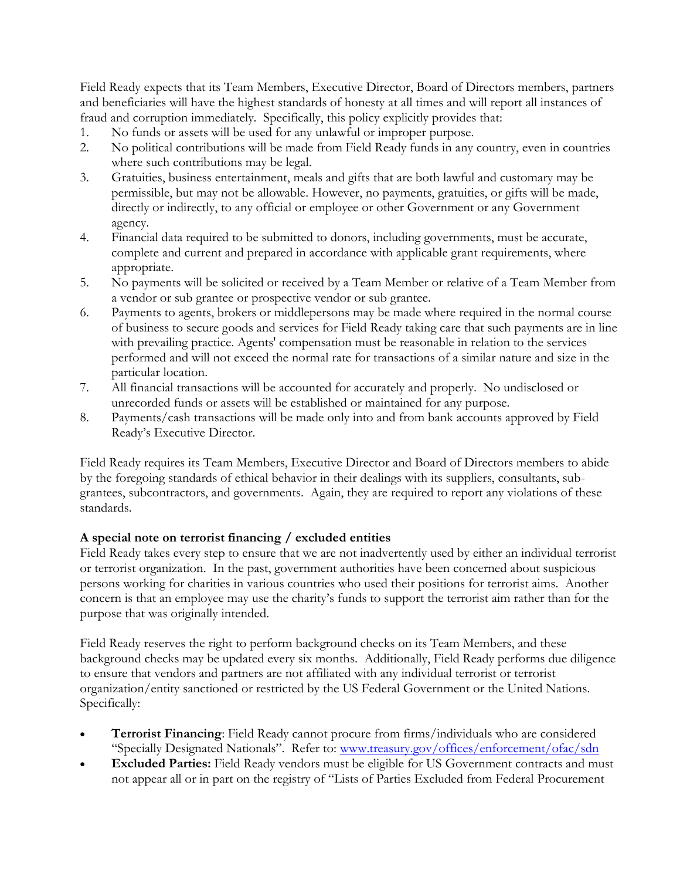Field Ready expects that its Team Members, Executive Director, Board of Directors members, partners and beneficiaries will have the highest standards of honesty at all times and will report all instances of fraud and corruption immediately. Specifically, this policy explicitly provides that:

1. No funds or assets will be used for any unlawful or improper purpose.
2. No political contributions will be made from Field Ready funds in any country, even in countries where such contributions may be legal.
3. Gratuities, business entertainment, meals and gifts that are both lawful and customary may be permissible, but may not be allowable. However, no payments, gratuities, or gifts will be made, directly or indirectly, to any official or employee or other Government or any Government agency.
4. Financial data required to be submitted to donors, including governments, must be accurate, complete and current and prepared in accordance with applicable grant requirements, where appropriate.
5. No payments will be solicited or received by a Team Member or relative of a Team Member from a vendor or sub grantee or prospective vendor or sub grantee.
6. Payments to agents, brokers or middlepersons may be made where required in the normal course of business to secure goods and services for Field Ready taking care that such payments are in line with prevailing practice. Agents' compensation must be reasonable in relation to the services performed and will not exceed the normal rate for transactions of a similar nature and size in the particular location.
7. All financial transactions will be accounted for accurately and properly. No undisclosed or unrecorded funds or assets will be established or maintained for any purpose.
8. Payments/cash transactions will be made only into and from bank accounts approved by Field Ready's Executive Director.

Field Ready requires its Team Members, Executive Director and Board of Directors members to abide by the foregoing standards of ethical behavior in their dealings with its suppliers, consultants, sub-grantees, subcontractors, and governments. Again, they are required to report any violations of these standards.

**A special note on terrorist financing / excluded entities**

Field Ready takes every step to ensure that we are not inadvertently used by either an individual terrorist or terrorist organization. In the past, government authorities have been concerned about suspicious persons working for charities in various countries who used their positions for terrorist aims. Another concern is that an employee may use the charity's funds to support the terrorist aim rather than for the purpose that was originally intended.

Field Ready reserves the right to perform background checks on its Team Members, and these background checks may be updated every six months. Additionally, Field Ready performs due diligence to ensure that vendors and partners are not affiliated with any individual terrorist or terrorist organization/entity sanctioned or restricted by the US Federal Government or the United Nations. Specifically:

- **Terrorist Financing**: Field Ready cannot procure from firms/individuals who are considered "Specially Designated Nationals". Refer to: [www.treasury.gov/offices/enforcement/ofac/sdn](www.treasury.gov/offices/enforcement/ofac/sdn)
- **Excluded Parties:** Field Ready vendors must be eligible for US Government contracts and must not appear all or in part on the registry of "Lists of Parties Excluded from Federal Procurement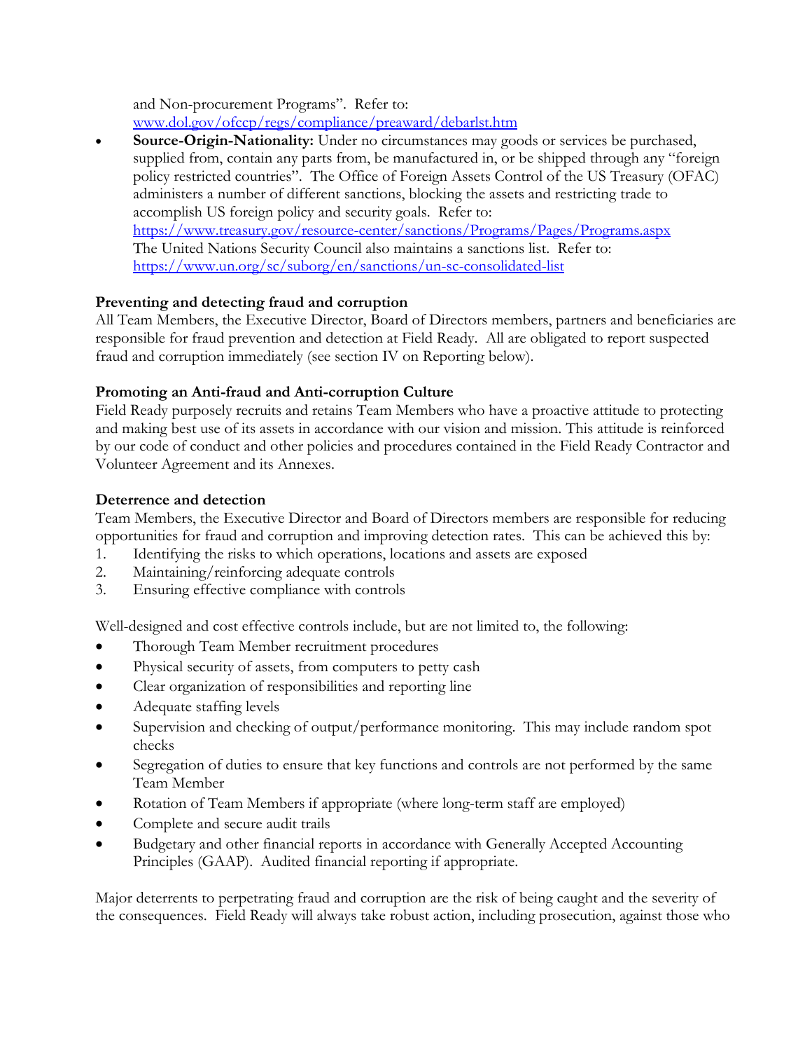and Non-procurement Programs". Refer to: [www.dol.gov/ofccp/regs/compliance/preaward/debarlst.htm](www.dol.gov/ofccp/regs/compliance/preaward/debarlst.htm)

- **Source-Origin-Nationality:** Under no circumstances may goods or services be purchased, supplied from, contain any parts from, be manufactured in, or be shipped through any "foreign policy restricted countries". The Office of Foreign Assets Control of the US Treasury (OFAC) administers a number of different sanctions, blocking the assets and restricting trade to accomplish US foreign policy and security goals. Refer to: [https://www.treasury.gov/resource-center/sanctions/Programs/Pages/Programs.aspx](https://www.treasury.gov/resource-center/sanctions/Programs/Pages/Programs.aspx)
  The United Nations Security Council also maintains a sanctions list. Refer to: [https://www.un.org/sc/suborg/en/sanctions/un-sc-consolidated-list](https://www.un.org/sc/suborg/en/sanctions/un-sc-consolidated-list)

**Preventing and detecting fraud and corruption**

All Team Members, the Executive Director, Board of Directors members, partners and beneficiaries are responsible for fraud prevention and detection at Field Ready. All are obligated to report suspected fraud and corruption immediately (see section IV on Reporting below).

**Promoting an Anti-fraud and Anti-corruption Culture**

Field Ready purposely recruits and retains Team Members who have a proactive attitude to protecting and making best use of its assets in accordance with our vision and mission. This attitude is reinforced by our code of conduct and other policies and procedures contained in the Field Ready Contractor and Volunteer Agreement and its Annexes.

**Deterrence and detection**

Team Members, the Executive Director and Board of Directors members are responsible for reducing opportunities for fraud and corruption and improving detection rates. This can be achieved this by:

1. Identifying the risks to which operations, locations and assets are exposed
2. Maintaining/reinforcing adequate controls
3. Ensuring effective compliance with controls

Well-designed and cost effective controls include, but are not limited to, the following:

- Thorough Team Member recruitment procedures
- Physical security of assets, from computers to petty cash
- Clear organization of responsibilities and reporting line
- Adequate staffing levels
- Supervision and checking of output/performance monitoring. This may include random spot checks
- Segregation of duties to ensure that key functions and controls are not performed by the same Team Member
- Rotation of Team Members if appropriate (where long-term staff are employed)
- Complete and secure audit trails
- Budgetary and other financial reports in accordance with Generally Accepted Accounting Principles (GAAP). Audited financial reporting if appropriate.

Major deterrents to perpetrating fraud and corruption are the risk of being caught and the severity of the consequences. Field Ready will always take robust action, including prosecution, against those who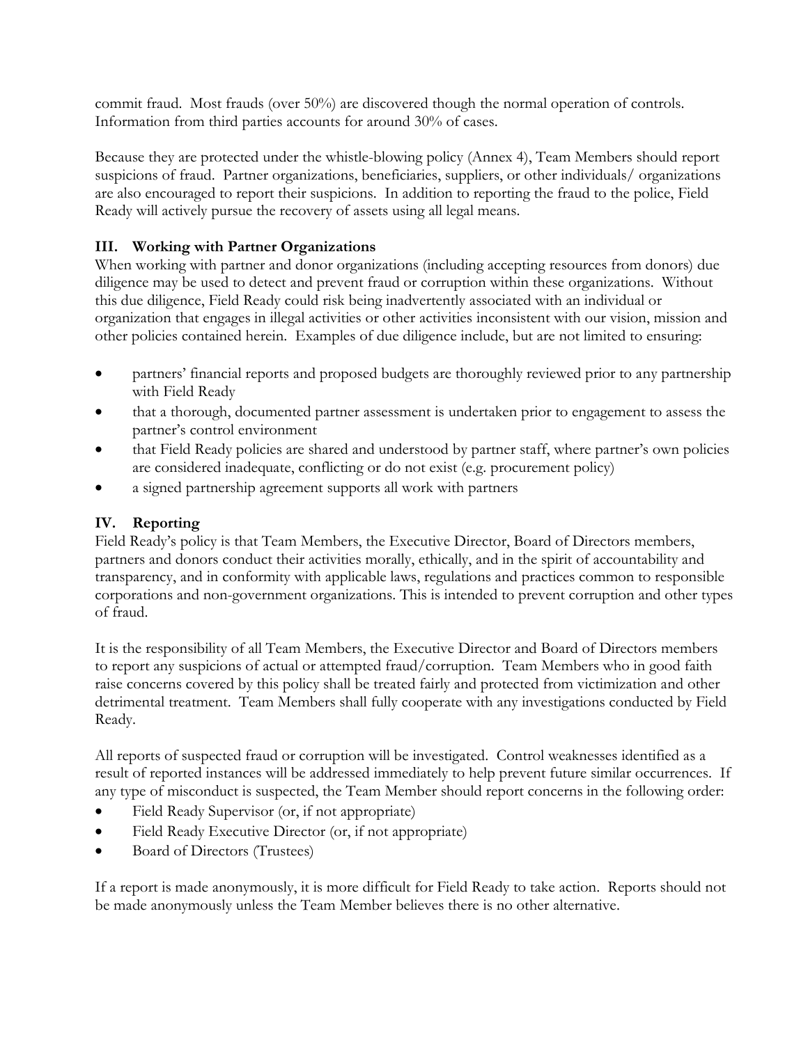commit fraud. Most frauds (over 50%) are discovered though the normal operation of controls. Information from third parties accounts for around 30% of cases.

Because they are protected under the whistle-blowing policy (Annex 4), Team Members should report suspicions of fraud. Partner organizations, beneficiaries, suppliers, or other individuals/ organizations are also encouraged to report their suspicions. In addition to reporting the fraud to the police, Field Ready will actively pursue the recovery of assets using all legal means.

### III. Working with Partner Organizations

When working with partner and donor organizations (including accepting resources from donors) due diligence may be used to detect and prevent fraud or corruption within these organizations. Without this due diligence, Field Ready could risk being inadvertently associated with an individual or organization that engages in illegal activities or other activities inconsistent with our vision, mission and other policies contained herein. Examples of due diligence include, but are not limited to ensuring:

- partners' financial reports and proposed budgets are thoroughly reviewed prior to any partnership with Field Ready
- that a thorough, documented partner assessment is undertaken prior to engagement to assess the partner's control environment
- that Field Ready policies are shared and understood by partner staff, where partner's own policies are considered inadequate, conflicting or do not exist (e.g. procurement policy)
- a signed partnership agreement supports all work with partners

### IV. Reporting

Field Ready's policy is that Team Members, the Executive Director, Board of Directors members, partners and donors conduct their activities morally, ethically, and in the spirit of accountability and transparency, and in conformity with applicable laws, regulations and practices common to responsible corporations and non-government organizations. This is intended to prevent corruption and other types of fraud.

It is the responsibility of all Team Members, the Executive Director and Board of Directors members to report any suspicions of actual or attempted fraud/corruption. Team Members who in good faith raise concerns covered by this policy shall be treated fairly and protected from victimization and other detrimental treatment. Team Members shall fully cooperate with any investigations conducted by Field Ready.

All reports of suspected fraud or corruption will be investigated. Control weaknesses identified as a result of reported instances will be addressed immediately to help prevent future similar occurrences. If any type of misconduct is suspected, the Team Member should report concerns in the following order:

- Field Ready Supervisor (or, if not appropriate)
- Field Ready Executive Director (or, if not appropriate)
- Board of Directors (Trustees)

If a report is made anonymously, it is more difficult for Field Ready to take action. Reports should not be made anonymously unless the Team Member believes there is no other alternative.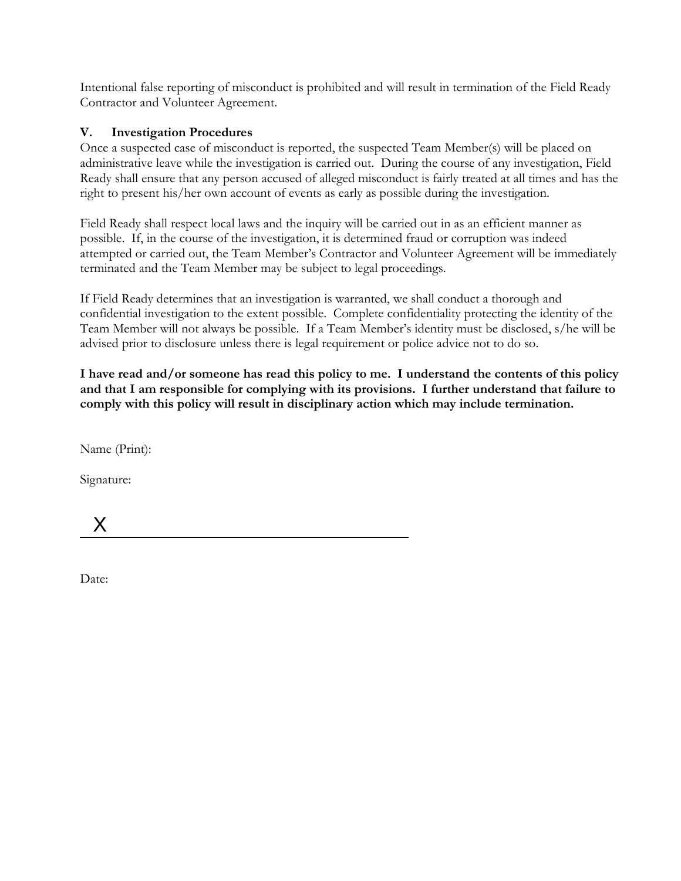Intentional false reporting of misconduct is prohibited and will result in termination of the Field Ready Contractor and Volunteer Agreement.

### V. Investigation Procedures

Once a suspected case of misconduct is reported, the suspected Team Member(s) will be placed on administrative leave while the investigation is carried out. During the course of any investigation, Field Ready shall ensure that any person accused of alleged misconduct is fairly treated at all times and has the right to present his/her own account of events as early as possible during the investigation.

Field Ready shall respect local laws and the inquiry will be carried out in as an efficient manner as possible. If, in the course of the investigation, it is determined fraud or corruption was indeed attempted or carried out, the Team Member's Contractor and Volunteer Agreement will be immediately terminated and the Team Member may be subject to legal proceedings.

If Field Ready determines that an investigation is warranted, we shall conduct a thorough and confidential investigation to the extent possible. Complete confidentiality protecting the identity of the Team Member will not always be possible. If a Team Member's identity must be disclosed, s/he will be advised prior to disclosure unless there is legal requirement or police advice not to do so.

**I have read and/or someone has read this policy to me. I understand the contents of this policy and that I am responsible for complying with its provisions. I further understand that failure to comply with this policy will result in disciplinary action which may include termination.**

Name (Print):

Signature:

X ______________________________________

Date: